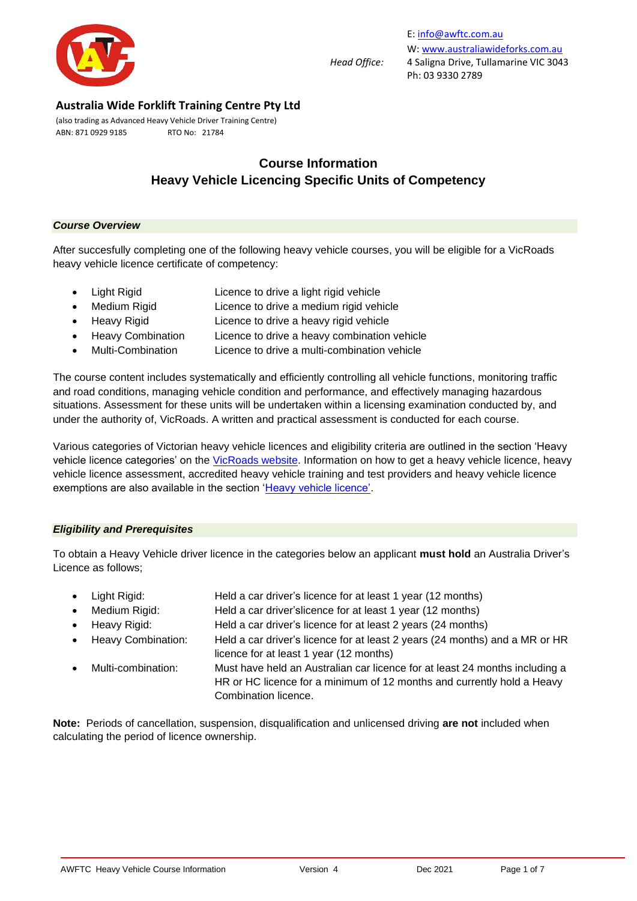E: info@awftc.com.au
W: www.australiawideforks.com.au
*Head Office:* 4 Saligna Drive, Tullamarine VIC 3043
Ph: 03 9330 2789

**Australia Wide Forklift Training Centre Pty Ltd**

(also trading as Advanced Heavy Vehicle Driver Training Centre)
ABN: 871 0929 9185 RTO No: 21784

# Course Information
# Heavy Vehicle Licencing Specific Units of Competency

### *Course Overview*

After succesfully completing one of the following heavy vehicle courses, you will be eligible for a VicRoads heavy vehicle licence certificate of competency:

- Light Rigid — Licence to drive a light rigid vehicle
- Medium Rigid — Licence to drive a medium rigid vehicle
- Heavy Rigid — Licence to drive a heavy rigid vehicle
- Heavy Combination — Licence to drive a heavy combination vehicle
- Multi-Combination — Licence to drive a multi-combination vehicle

The course content includes systematically and efficiently controlling all vehicle functions, monitoring traffic and road conditions, managing vehicle condition and performance, and effectively managing hazardous situations. Assessment for these units will be undertaken within a licensing examination conducted by, and under the authority of, VicRoads. A written and practical assessment is conducted for each course.

Various categories of Victorian heavy vehicle licences and eligibility criteria are outlined in the section 'Heavy vehicle licence categories' on the VicRoads website. Information on how to get a heavy vehicle licence, heavy vehicle licence assessment, accredited heavy vehicle training and test providers and heavy vehicle licence exemptions are also available in the section 'Heavy vehicle licence'.

### *Eligibility and Prerequisites*

To obtain a Heavy Vehicle driver licence in the categories below an applicant **must hold** an Australia Driver's Licence as follows;

- Light Rigid: — Held a car driver's licence for at least 1 year (12 months)
- Medium Rigid: — Held a car driver'slicence for at least 1 year (12 months)
- Heavy Rigid: — Held a car driver's licence for at least 2 years (24 months)
- Heavy Combination: — Held a car driver's licence for at least 2 years (24 months) and a MR or HR licence for at least 1 year (12 months)
- Multi-combination: — Must have held an Australian car licence for at least 24 months including a HR or HC licence for a minimum of 12 months and currently hold a Heavy Combination licence.

**Note:** Periods of cancellation, suspension, disqualification and unlicensed driving **are not** included when calculating the period of licence ownership.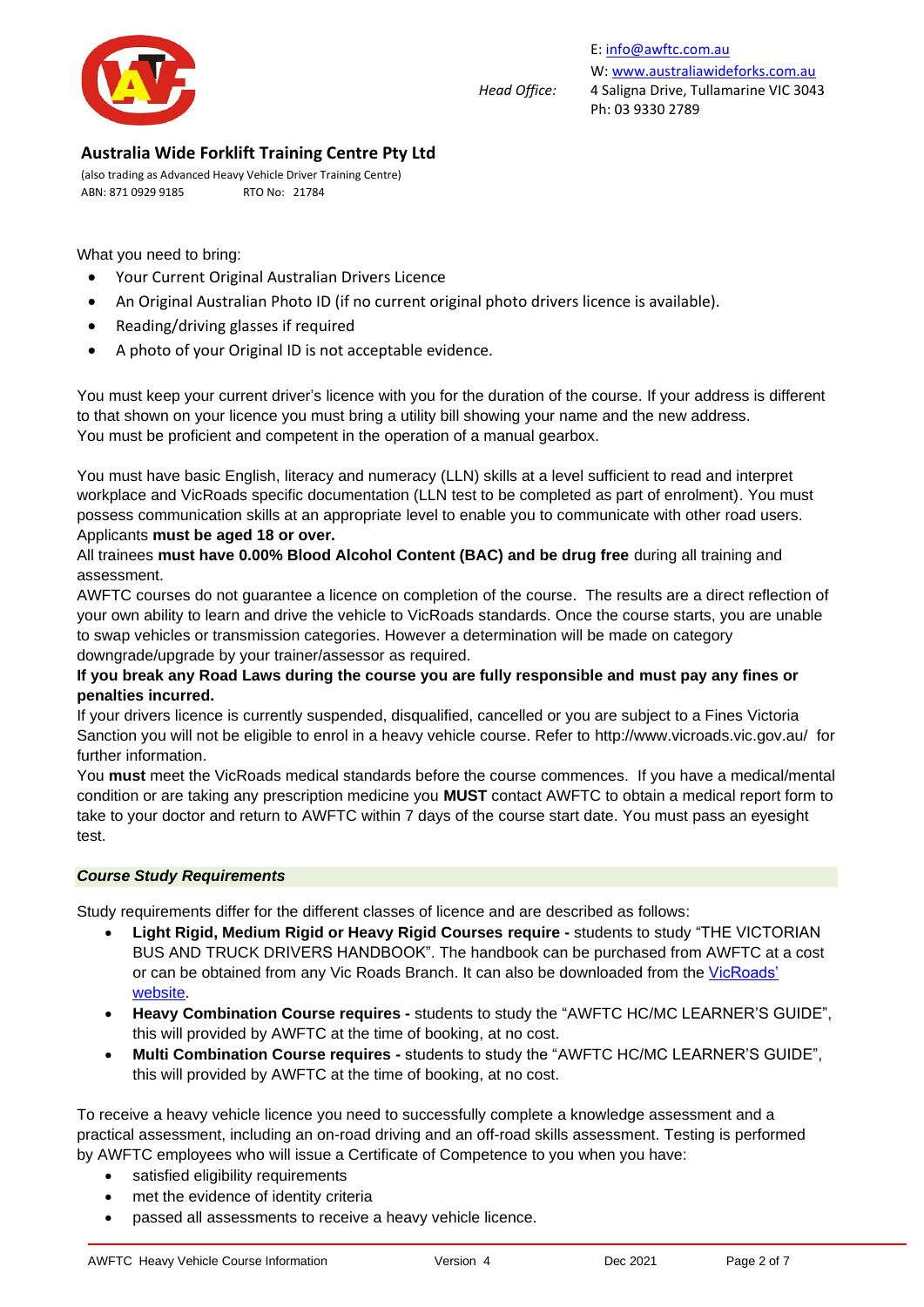What you need to bring:

- Your Current Original Australian Drivers Licence
- An Original Australian Photo ID (if no current original photo drivers licence is available).
- Reading/driving glasses if required
- A photo of your Original ID is not acceptable evidence.

You must keep your current driver's licence with you for the duration of the course. If your address is different to that shown on your licence you must bring a utility bill showing your name and the new address.
You must be proficient and competent in the operation of a manual gearbox.

You must have basic English, literacy and numeracy (LLN) skills at a level sufficient to read and interpret workplace and VicRoads specific documentation (LLN test to be completed as part of enrolment). You must possess communication skills at an appropriate level to enable you to communicate with other road users.
Applicants **must be aged 18 or over.**
All trainees **must have 0.00% Blood Alcohol Content (BAC) and be drug free** during all training and assessment.
AWFTC courses do not guarantee a licence on completion of the course. The results are a direct reflection of your own ability to learn and drive the vehicle to VicRoads standards. Once the course starts, you are unable to swap vehicles or transmission categories. However a determination will be made on category downgrade/upgrade by your trainer/assessor as required.
**If you break any Road Laws during the course you are fully responsible and must pay any fines or penalties incurred.**
If your drivers licence is currently suspended, disqualified, cancelled or you are subject to a Fines Victoria Sanction you will not be eligible to enrol in a heavy vehicle course. Refer to http://www.vicroads.vic.gov.au/ for further information.
You **must** meet the VicRoads medical standards before the course commences. If you have a medical/mental condition or are taking any prescription medicine you **MUST** contact AWFTC to obtain a medical report form to take to your doctor and return to AWFTC within 7 days of the course start date. You must pass an eyesight test.

### *Course Study Requirements*

Study requirements differ for the different classes of licence and are described as follows:

- **Light Rigid, Medium Rigid or Heavy Rigid Courses require -** students to study "THE VICTORIAN BUS AND TRUCK DRIVERS HANDBOOK". The handbook can be purchased from AWFTC at a cost or can be obtained from any Vic Roads Branch. It can also be downloaded from the VicRoads' website.
- **Heavy Combination Course requires -** students to study the "AWFTC HC/MC LEARNER'S GUIDE", this will provided by AWFTC at the time of booking, at no cost.
- **Multi Combination Course requires -** students to study the "AWFTC HC/MC LEARNER'S GUIDE", this will provided by AWFTC at the time of booking, at no cost.

To receive a heavy vehicle licence you need to successfully complete a knowledge assessment and a practical assessment, including an on-road driving and an off-road skills assessment. Testing is performed by AWFTC employees who will issue a Certificate of Competence to you when you have:

- satisfied eligibility requirements
- met the evidence of identity criteria
- passed all assessments to receive a heavy vehicle licence.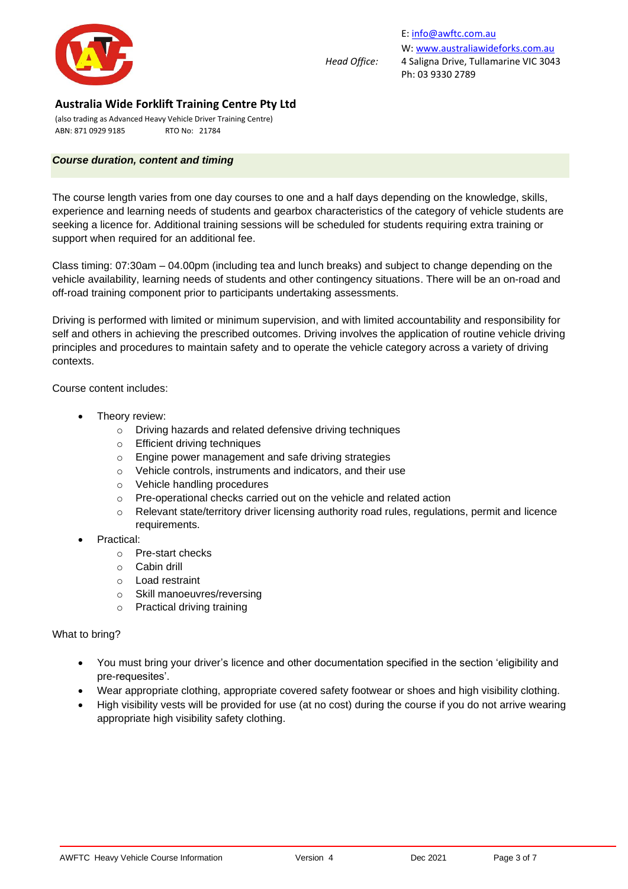## *Course duration, content and timing*

The course length varies from one day courses to one and a half days depending on the knowledge, skills, experience and learning needs of students and gearbox characteristics of the category of vehicle students are seeking a licence for. Additional training sessions will be scheduled for students requiring extra training or support when required for an additional fee.

Class timing: 07:30am – 04.00pm (including tea and lunch breaks) and subject to change depending on the vehicle availability, learning needs of students and other contingency situations. There will be an on-road and off-road training component prior to participants undertaking assessments.

Driving is performed with limited or minimum supervision, and with limited accountability and responsibility for self and others in achieving the prescribed outcomes. Driving involves the application of routine vehicle driving principles and procedures to maintain safety and to operate the vehicle category across a variety of driving contexts.

Course content includes:

- Theory review:
  - Driving hazards and related defensive driving techniques
  - Efficient driving techniques
  - Engine power management and safe driving strategies
  - Vehicle controls, instruments and indicators, and their use
  - Vehicle handling procedures
  - Pre-operational checks carried out on the vehicle and related action
  - Relevant state/territory driver licensing authority road rules, regulations, permit and licence requirements.
- Practical:
  - Pre-start checks
  - Cabin drill
  - Load restraint
  - Skill manoeuvres/reversing
  - Practical driving training

What to bring?

- You must bring your driver's licence and other documentation specified in the section 'eligibility and pre-requesites'.
- Wear appropriate clothing, appropriate covered safety footwear or shoes and high visibility clothing.
- High visibility vests will be provided for use (at no cost) during the course if you do not arrive wearing appropriate high visibility safety clothing.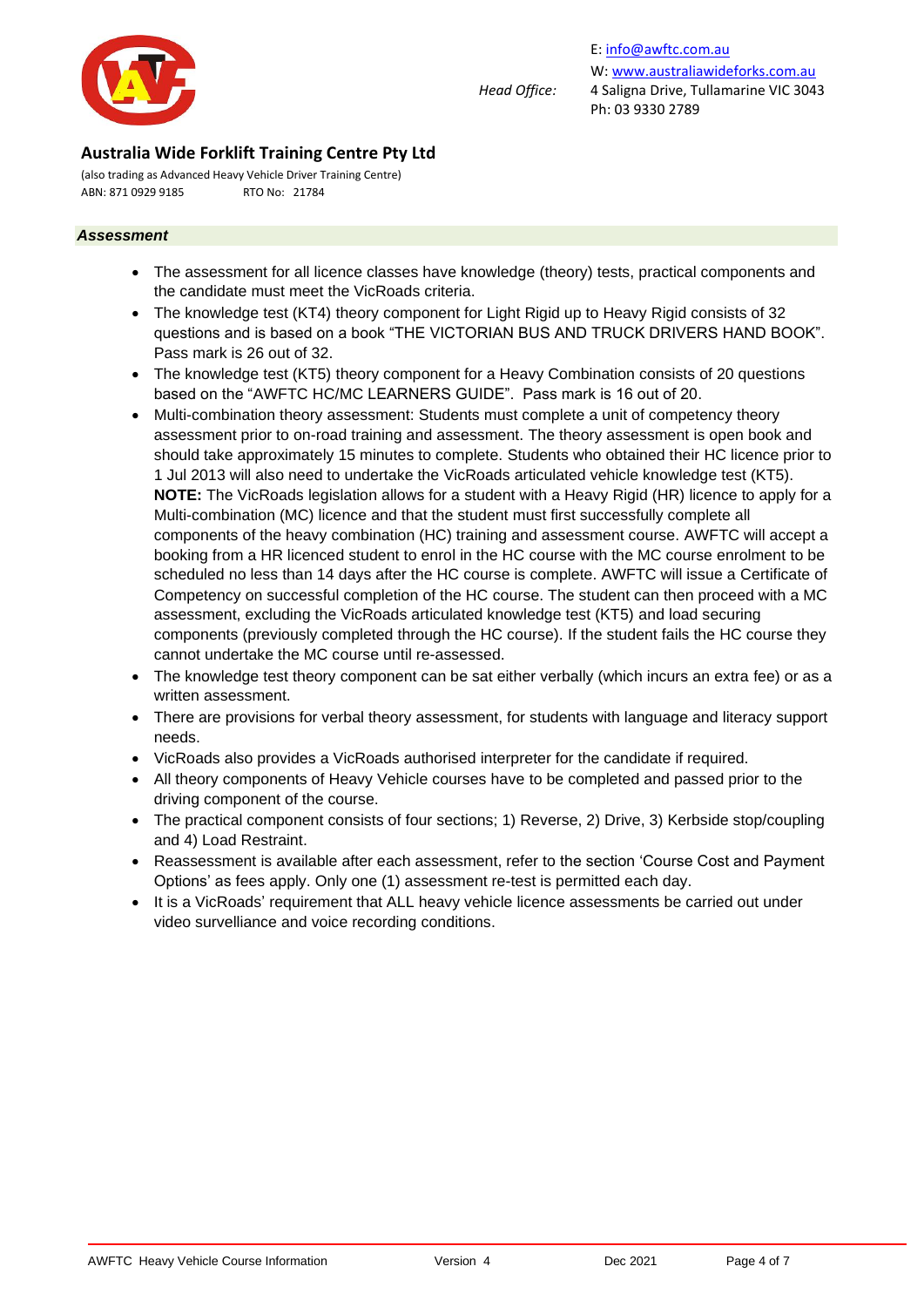## *Assessment*

- The assessment for all licence classes have knowledge (theory) tests, practical components and the candidate must meet the VicRoads criteria.
- The knowledge test (KT4) theory component for Light Rigid up to Heavy Rigid consists of 32 questions and is based on a book "THE VICTORIAN BUS AND TRUCK DRIVERS HAND BOOK". Pass mark is 26 out of 32.
- The knowledge test (KT5) theory component for a Heavy Combination consists of 20 questions based on the "AWFTC HC/MC LEARNERS GUIDE". Pass mark is 16 out of 20.
- Multi-combination theory assessment: Students must complete a unit of competency theory assessment prior to on-road training and assessment. The theory assessment is open book and should take approximately 15 minutes to complete. Students who obtained their HC licence prior to 1 Jul 2013 will also need to undertake the VicRoads articulated vehicle knowledge test (KT5). **NOTE:** The VicRoads legislation allows for a student with a Heavy Rigid (HR) licence to apply for a Multi-combination (MC) licence and that the student must first successfully complete all components of the heavy combination (HC) training and assessment course. AWFTC will accept a booking from a HR licenced student to enrol in the HC course with the MC course enrolment to be scheduled no less than 14 days after the HC course is complete. AWFTC will issue a Certificate of Competency on successful completion of the HC course. The student can then proceed with a MC assessment, excluding the VicRoads articulated knowledge test (KT5) and load securing components (previously completed through the HC course). If the student fails the HC course they cannot undertake the MC course until re-assessed.
- The knowledge test theory component can be sat either verbally (which incurs an extra fee) or as a written assessment.
- There are provisions for verbal theory assessment, for students with language and literacy support needs.
- VicRoads also provides a VicRoads authorised interpreter for the candidate if required.
- All theory components of Heavy Vehicle courses have to be completed and passed prior to the driving component of the course.
- The practical component consists of four sections; 1) Reverse, 2) Drive, 3) Kerbside stop/coupling and 4) Load Restraint.
- Reassessment is available after each assessment, refer to the section 'Course Cost and Payment Options' as fees apply. Only one (1) assessment re-test is permitted each day.
- It is a VicRoads' requirement that ALL heavy vehicle licence assessments be carried out under video surveillance and voice recording conditions.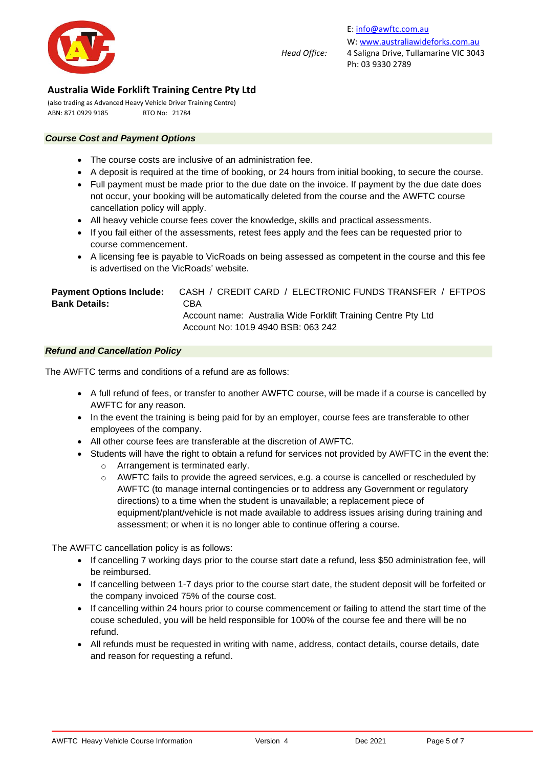E: info@awftc.com.au
W: www.australiawideforks.com.au

*Head Office:* 4 Saligna Drive, Tullamarine VIC 3043
Ph: 03 9330 2789

**Australia Wide Forklift Training Centre Pty Ltd**

(also trading as Advanced Heavy Vehicle Driver Training Centre)
ABN: 871 0929 9185 RTO No: 21784

### *Course Cost and Payment Options*

- The course costs are inclusive of an administration fee.
- A deposit is required at the time of booking, or 24 hours from initial booking, to secure the course.
- Full payment must be made prior to the due date on the invoice. If payment by the due date does not occur, your booking will be automatically deleted from the course and the AWFTC course cancellation policy will apply.
- All heavy vehicle course fees cover the knowledge, skills and practical assessments.
- If you fail either of the assessments, retest fees apply and the fees can be requested prior to course commencement.
- A licensing fee is payable to VicRoads on being assessed as competent in the course and this fee is advertised on the VicRoads' website.

**Payment Options Include:** CASH / CREDIT CARD / ELECTRONIC FUNDS TRANSFER / EFTPOS

**Bank Details:** CBA
Account name: Australia Wide Forklift Training Centre Pty Ltd
Account No: 1019 4940 BSB: 063 242

### *Refund and Cancellation Policy*

The AWFTC terms and conditions of a refund are as follows:

- A full refund of fees, or transfer to another AWFTC course, will be made if a course is cancelled by AWFTC for any reason.
- In the event the training is being paid for by an employer, course fees are transferable to other employees of the company.
- All other course fees are transferable at the discretion of AWFTC.
- Students will have the right to obtain a refund for services not provided by AWFTC in the event the:
  - Arrangement is terminated early.
  - AWFTC fails to provide the agreed services, e.g. a course is cancelled or rescheduled by AWFTC (to manage internal contingencies or to address any Government or regulatory directions) to a time when the student is unavailable; a replacement piece of equipment/plant/vehicle is not made available to address issues arising during training and assessment; or when it is no longer able to continue offering a course.

The AWFTC cancellation policy is as follows:

- If cancelling 7 working days prior to the course start date a refund, less $50 administration fee, will be reimbursed.
- If cancelling between 1-7 days prior to the course start date, the student deposit will be forfeited or the company invoiced 75% of the course cost.
- If cancelling within 24 hours prior to course commencement or failing to attend the start time of the couse scheduled, you will be held responsible for 100% of the course fee and there will be no refund.
- All refunds must be requested in writing with name, address, contact details, course details, date and reason for requesting a refund.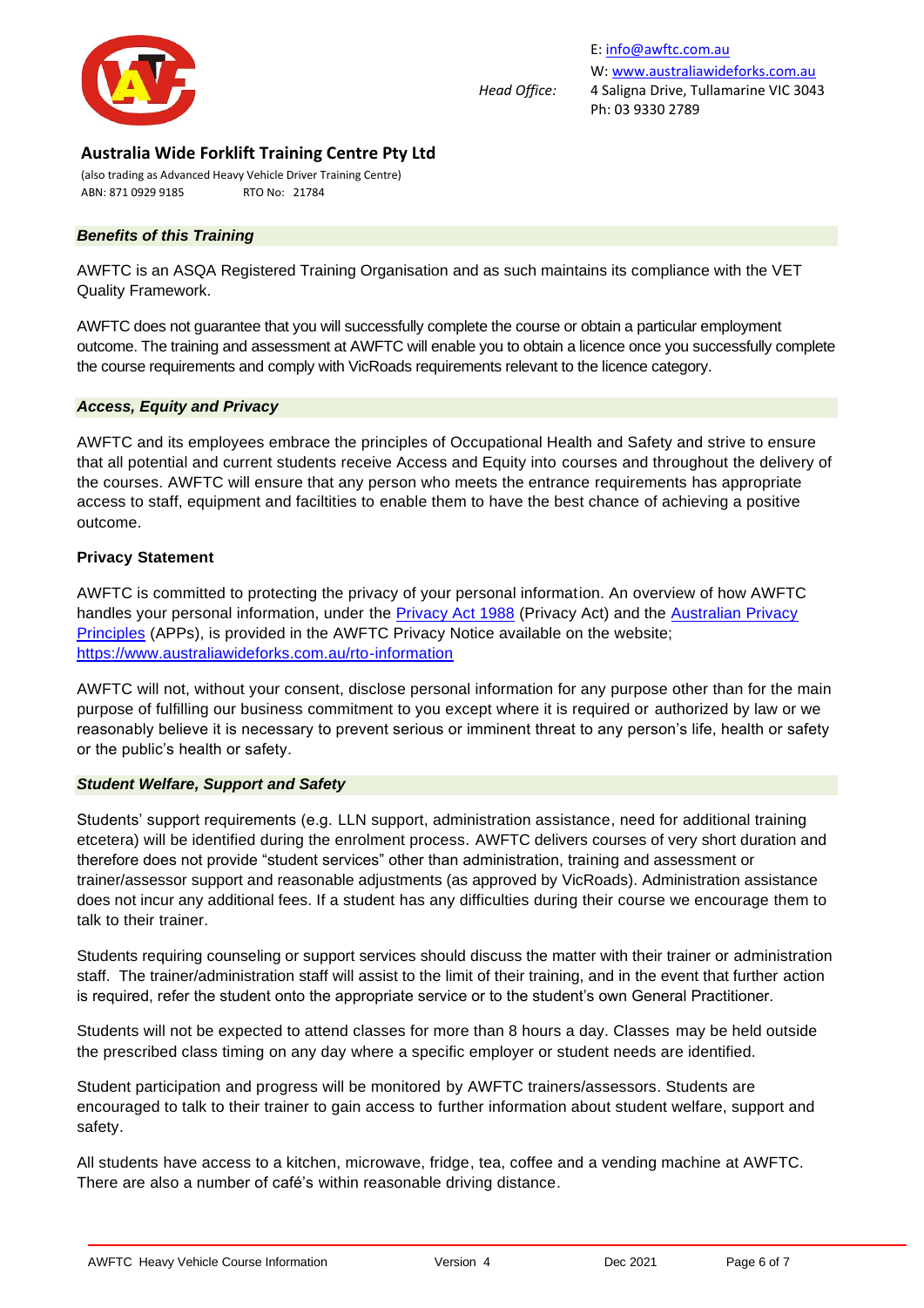### *Benefits of this Training*

AWFTC is an ASQA Registered Training Organisation and as such maintains its compliance with the VET Quality Framework.

AWFTC does not guarantee that you will successfully complete the course or obtain a particular employment outcome. The training and assessment at AWFTC will enable you to obtain a licence once you successfully complete the course requirements and comply with VicRoads requirements relevant to the licence category.

### *Access, Equity and Privacy*

AWFTC and its employees embrace the principles of Occupational Health and Safety and strive to ensure that all potential and current students receive Access and Equity into courses and throughout the delivery of the courses. AWFTC will ensure that any person who meets the entrance requirements has appropriate access to staff, equipment and faciltities to enable them to have the best chance of achieving a positive outcome.

**Privacy Statement**

AWFTC is committed to protecting the privacy of your personal information. An overview of how AWFTC handles your personal information, under the [Privacy Act 1988] (Privacy Act) and the [Australian Privacy Principles] (APPs), is provided in the AWFTC Privacy Notice available on the website; https://www.australiawideforks.com.au/rto-information

AWFTC will not, without your consent, disclose personal information for any purpose other than for the main purpose of fulfilling our business commitment to you except where it is required or authorized by law or we reasonably believe it is necessary to prevent serious or imminent threat to any person's life, health or safety or the public's health or safety.

### *Student Welfare, Support and Safety*

Students' support requirements (e.g. LLN support, administration assistance, need for additional training etcetera) will be identified during the enrolment process. AWFTC delivers courses of very short duration and therefore does not provide "student services" other than administration, training and assessment or trainer/assessor support and reasonable adjustments (as approved by VicRoads). Administration assistance does not incur any additional fees. If a student has any difficulties during their course we encourage them to talk to their trainer.

Students requiring counseling or support services should discuss the matter with their trainer or administration staff. The trainer/administration staff will assist to the limit of their training, and in the event that further action is required, refer the student onto the appropriate service or to the student's own General Practitioner.

Students will not be expected to attend classes for more than 8 hours a day. Classes may be held outside the prescribed class timing on any day where a specific employer or student needs are identified.

Student participation and progress will be monitored by AWFTC trainers/assessors. Students are encouraged to talk to their trainer to gain access to further information about student welfare, support and safety.

All students have access to a kitchen, microwave, fridge, tea, coffee and a vending machine at AWFTC. There are also a number of café's within reasonable driving distance.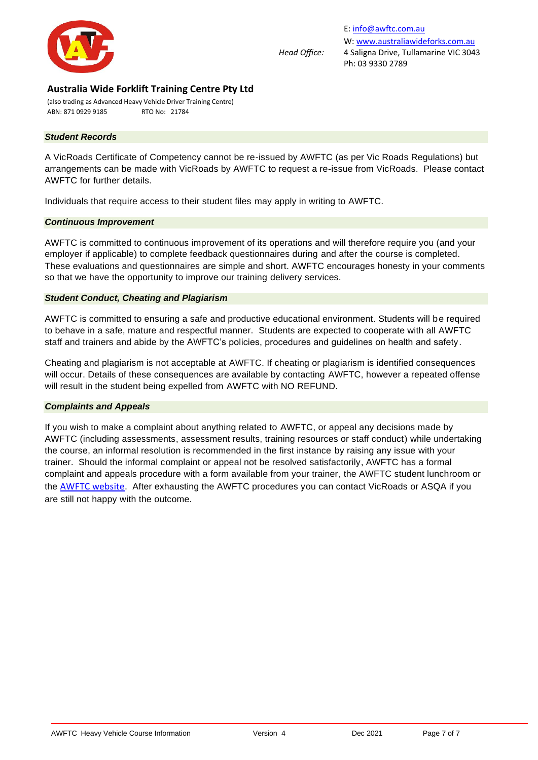E: info@awftc.com.au
W: www.australiawideforks.com.au
*Head Office:* 4 Saligna Drive, Tullamarine VIC 3043
Ph: 03 9330 2789

**Australia Wide Forklift Training Centre Pty Ltd**
(also trading as Advanced Heavy Vehicle Driver Training Centre)
ABN: 871 0929 9185 RTO No: 21784

### *Student Records*

A VicRoads Certificate of Competency cannot be re-issued by AWFTC (as per Vic Roads Regulations) but arrangements can be made with VicRoads by AWFTC to request a re-issue from VicRoads. Please contact AWFTC for further details.

Individuals that require access to their student files may apply in writing to AWFTC.

### *Continuous Improvement*

AWFTC is committed to continuous improvement of its operations and will therefore require you (and your employer if applicable) to complete feedback questionnaires during and after the course is completed. These evaluations and questionnaires are simple and short. AWFTC encourages honesty in your comments so that we have the opportunity to improve our training delivery services.

### *Student Conduct, Cheating and Plagiarism*

AWFTC is committed to ensuring a safe and productive educational environment. Students will be required to behave in a safe, mature and respectful manner. Students are expected to cooperate with all AWFTC staff and trainers and abide by the AWFTC's policies, procedures and guidelines on health and safety.

Cheating and plagiarism is not acceptable at AWFTC. If cheating or plagiarism is identified consequences will occur. Details of these consequences are available by contacting AWFTC, however a repeated offense will result in the student being expelled from AWFTC with NO REFUND.

### *Complaints and Appeals*

If you wish to make a complaint about anything related to AWFTC, or appeal any decisions made by AWFTC (including assessments, assessment results, training resources or staff conduct) while undertaking the course, an informal resolution is recommended in the first instance by raising any issue with your trainer. Should the informal complaint or appeal not be resolved satisfactorily, AWFTC has a formal complaint and appeals procedure with a form available from your trainer, the AWFTC student lunchroom or the AWFTC website. After exhausting the AWFTC procedures you can contact VicRoads or ASQA if you are still not happy with the outcome.